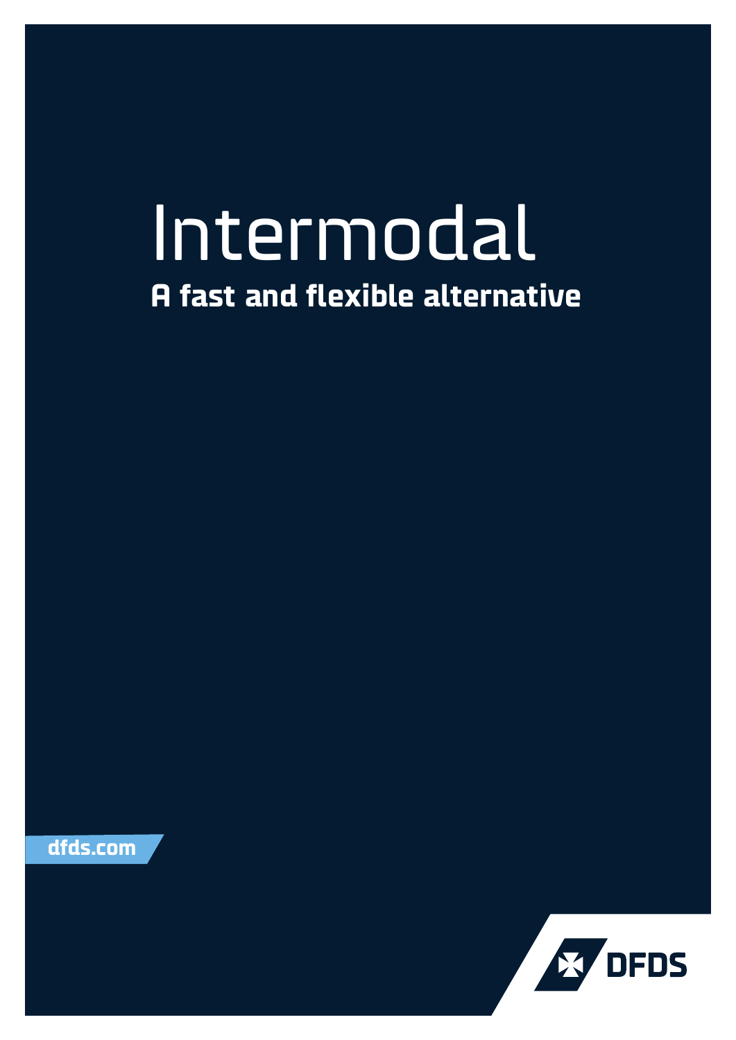# Intermodal

**A fast and flexible alternative**

dfds.com

DFDS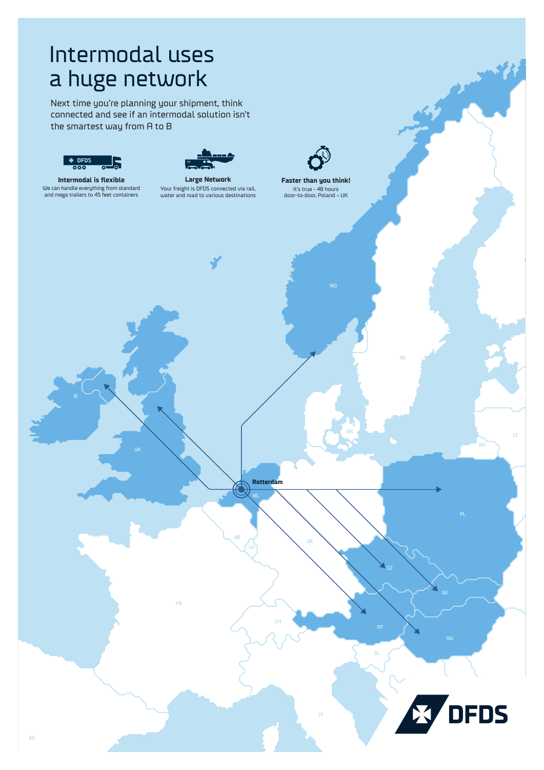# Intermodal uses a huge network

Next time you're planning your shipment, think connected and see if an intermodal solution isn't the smartest way from A to B

**Intermodal is flexible**

We can handle everything from standard and mega trailers to 45 feet containers

**Large Network**

Your freight is DFDS connected via rail, water and road to various destinations

**Faster than you think!**

It's true - 48 hours door-to-door, Poland – UK

Rotterdam

NO SE DK RU LT IE UK NL BE LU DE PL CZ SK FR CH AT HU SL IT ES

DFDS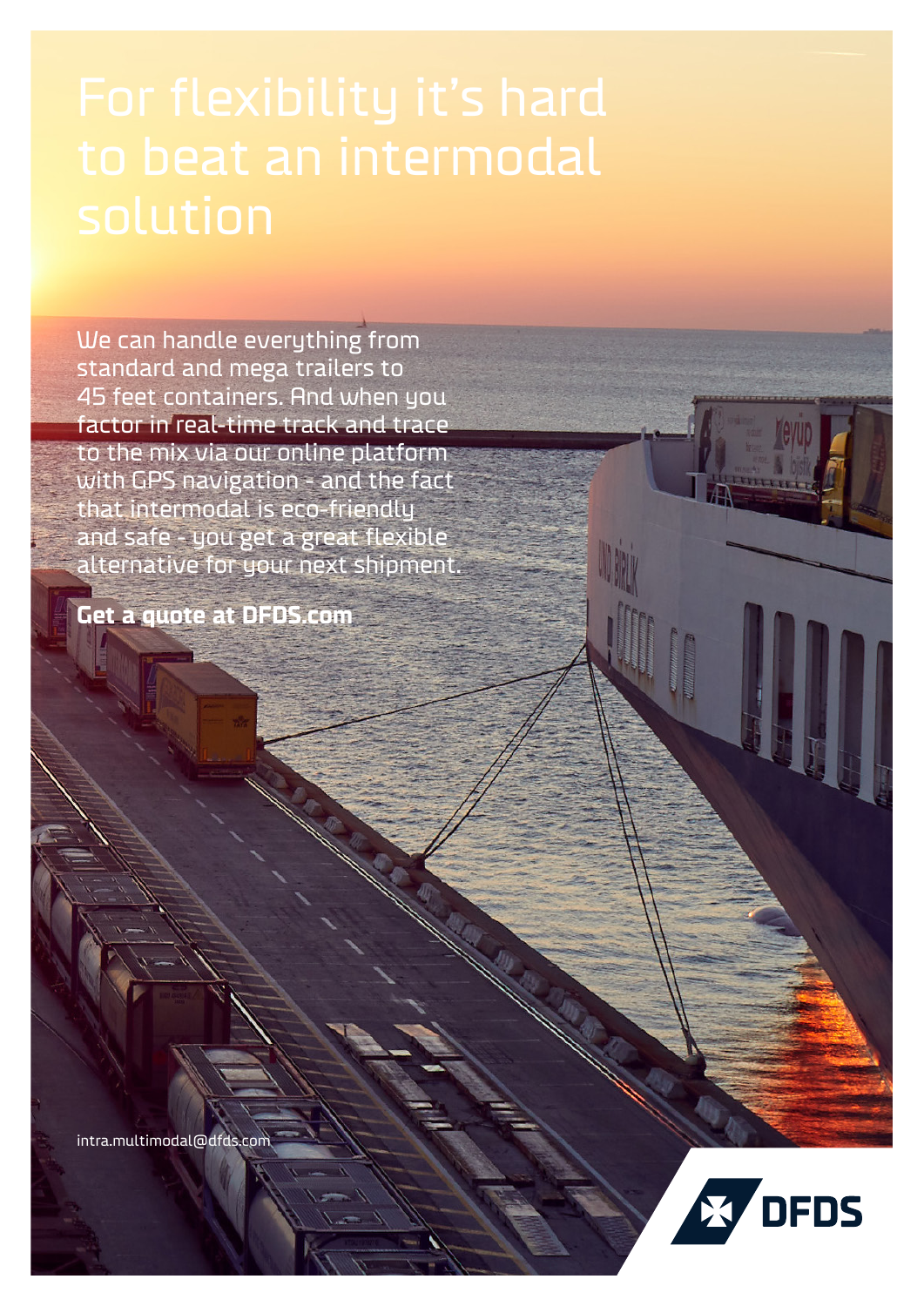# For flexibility it's hard to beat an intermodal solution

We can handle everything from standard and mega trailers to 45 feet containers. And when you factor in real-time track and trace to the mix via our online platform with GPS navigation - and the fact that intermodal is eco-friendly and safe - you get a great flexible alternative for your next shipment.

**Get a quote at DFDS.com**

intra.multimodal@dfds.com

DFDS